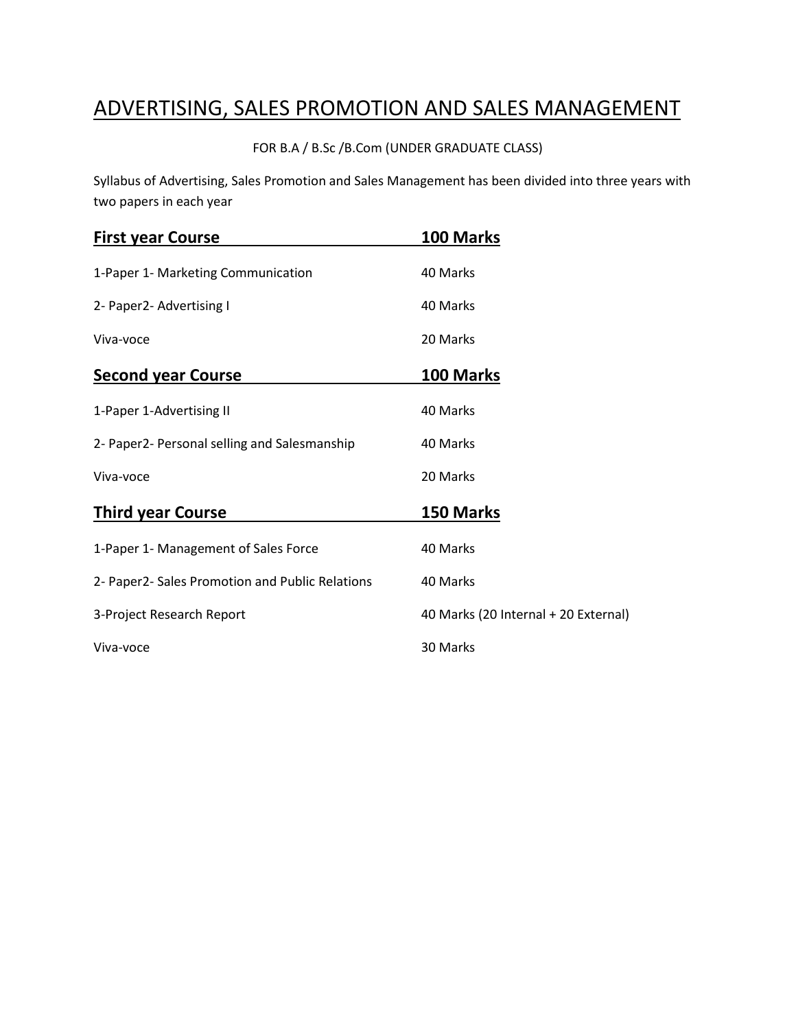# ADVERTISING, SALES PROMOTION AND SALES MANAGEMENT

FOR B.A / B.Sc /B.Com (UNDER GRADUATE CLASS)

Syllabus of Advertising, Sales Promotion and Sales Management has been divided into three years with two papers in each year

| **First year Course** | **100 Marks** |
| --- | --- |
| 1-Paper 1- Marketing Communication | 40 Marks |
| 2- Paper2- Advertising I | 40 Marks |
| Viva-voce | 20 Marks |
| **Second year Course** | **100 Marks** |
| 1-Paper 1-Advertising II | 40 Marks |
| 2- Paper2- Personal selling and Salesmanship | 40 Marks |
| Viva-voce | 20 Marks |
| **Third year Course** | **150 Marks** |
| 1-Paper 1- Management of Sales Force | 40 Marks |
| 2- Paper2- Sales Promotion and Public Relations | 40 Marks |
| 3-Project Research Report | 40 Marks (20 Internal + 20 External) |
| Viva-voce | 30 Marks |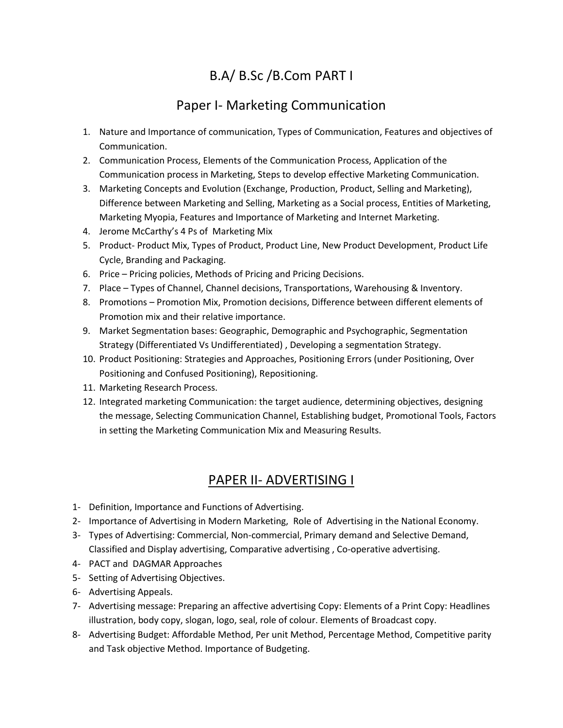# B.A/ B.Sc /B.Com PART I

## Paper I- Marketing Communication

1. Nature and Importance of communication, Types of Communication, Features and objectives of Communication.
2. Communication Process, Elements of the Communication Process, Application of the Communication process in Marketing, Steps to develop effective Marketing Communication.
3. Marketing Concepts and Evolution (Exchange, Production, Product, Selling and Marketing), Difference between Marketing and Selling, Marketing as a Social process, Entities of Marketing, Marketing Myopia, Features and Importance of Marketing and Internet Marketing.
4. Jerome McCarthy's 4 Ps of Marketing Mix
5. Product- Product Mix, Types of Product, Product Line, New Product Development, Product Life Cycle, Branding and Packaging.
6. Price – Pricing policies, Methods of Pricing and Pricing Decisions.
7. Place – Types of Channel, Channel decisions, Transportations, Warehousing & Inventory.
8. Promotions – Promotion Mix, Promotion decisions, Difference between different elements of Promotion mix and their relative importance.
9. Market Segmentation bases: Geographic, Demographic and Psychographic, Segmentation Strategy (Differentiated Vs Undifferentiated) , Developing a segmentation Strategy.
10. Product Positioning: Strategies and Approaches, Positioning Errors (under Positioning, Over Positioning and Confused Positioning), Repositioning.
11. Marketing Research Process.
12. Integrated marketing Communication: the target audience, determining objectives, designing the message, Selecting Communication Channel, Establishing budget, Promotional Tools, Factors in setting the Marketing Communication Mix and Measuring Results.

## PAPER II- ADVERTISING I

1- Definition, Importance and Functions of Advertising.

2- Importance of Advertising in Modern Marketing, Role of Advertising in the National Economy.

3- Types of Advertising: Commercial, Non-commercial, Primary demand and Selective Demand, Classified and Display advertising, Comparative advertising , Co-operative advertising.

4- PACT and DAGMAR Approaches

5- Setting of Advertising Objectives.

6- Advertising Appeals.

7- Advertising message: Preparing an affective advertising Copy: Elements of a Print Copy: Headlines illustration, body copy, slogan, logo, seal, role of colour. Elements of Broadcast copy.

8- Advertising Budget: Affordable Method, Per unit Method, Percentage Method, Competitive parity and Task objective Method. Importance of Budgeting.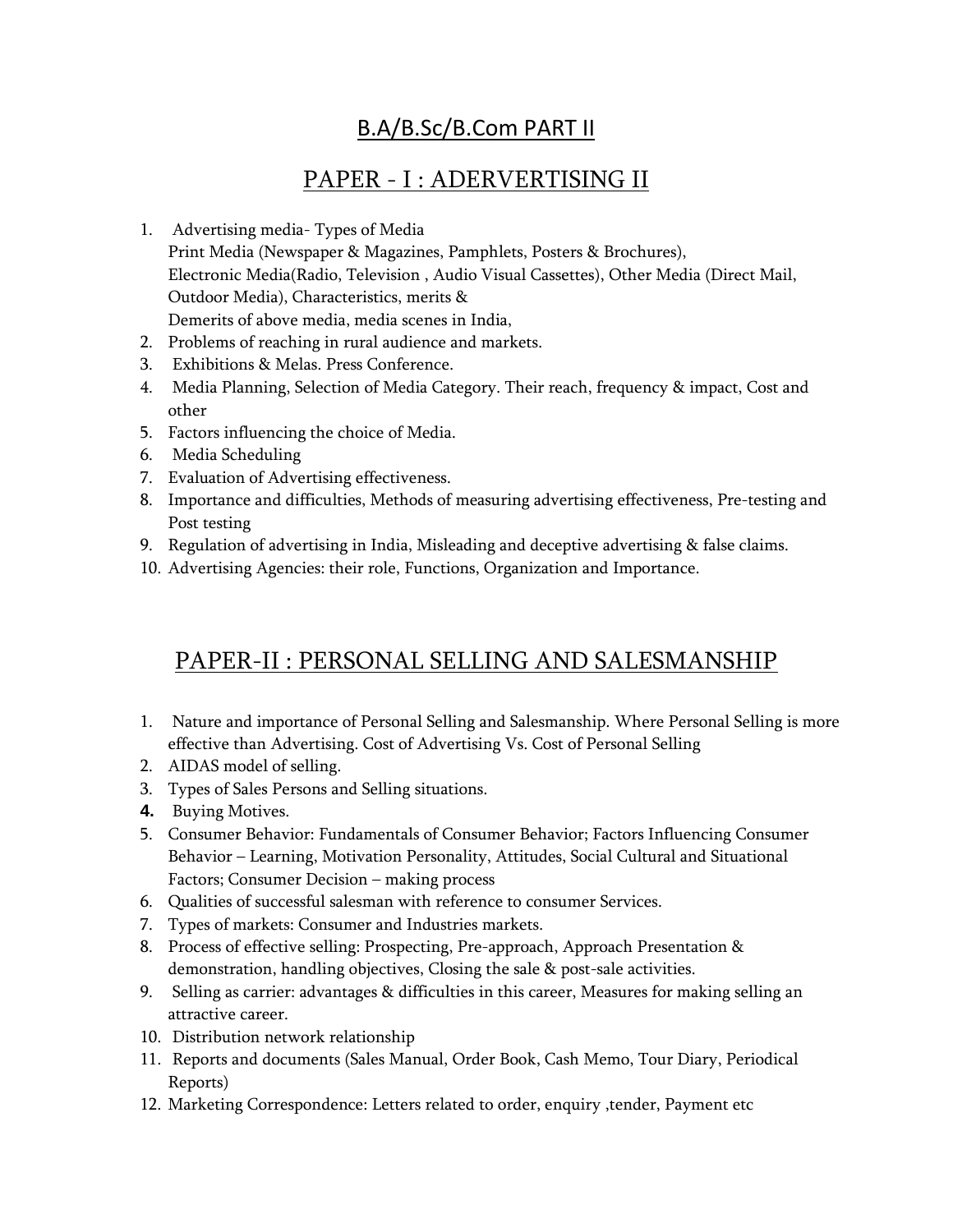## B.A/B.Sc/B.Com PART II

## PAPER - I : ADERVERTISING II

1. Advertising media- Types of Media
   Print Media (Newspaper & Magazines, Pamphlets, Posters & Brochures),
   Electronic Media(Radio, Television , Audio Visual Cassettes), Other Media (Direct Mail, Outdoor Media), Characteristics, merits &
   Demerits of above media, media scenes in India,
2. Problems of reaching in rural audience and markets.
3. Exhibitions & Melas. Press Conference.
4. Media Planning, Selection of Media Category. Their reach, frequency & impact, Cost and other
5. Factors influencing the choice of Media.
6. Media Scheduling
7. Evaluation of Advertising effectiveness.
8. Importance and difficulties, Methods of measuring advertising effectiveness, Pre-testing and Post testing
9. Regulation of advertising in India, Misleading and deceptive advertising & false claims.
10. Advertising Agencies: their role, Functions, Organization and Importance.

## PAPER-II : PERSONAL SELLING AND SALESMANSHIP

1. Nature and importance of Personal Selling and Salesmanship. Where Personal Selling is more effective than Advertising. Cost of Advertising Vs. Cost of Personal Selling
2. AIDAS model of selling.
3. Types of Sales Persons and Selling situations.
4. Buying Motives.
5. Consumer Behavior: Fundamentals of Consumer Behavior; Factors Influencing Consumer Behavior – Learning, Motivation Personality, Attitudes, Social Cultural and Situational Factors; Consumer Decision – making process
6. Qualities of successful salesman with reference to consumer Services.
7. Types of markets: Consumer and Industries markets.
8. Process of effective selling: Prospecting, Pre-approach, Approach Presentation & demonstration, handling objectives, Closing the sale & post-sale activities.
9. Selling as carrier: advantages & difficulties in this career, Measures for making selling an attractive career.
10. Distribution network relationship
11. Reports and documents (Sales Manual, Order Book, Cash Memo, Tour Diary, Periodical Reports)
12. Marketing Correspondence: Letters related to order, enquiry ,tender, Payment etc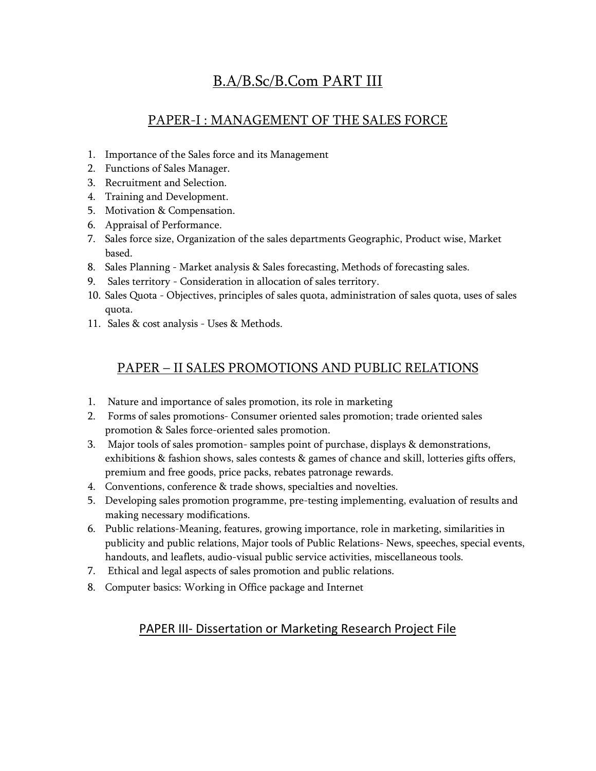# B.A/B.Sc/B.Com PART III

## PAPER-I : MANAGEMENT OF THE SALES FORCE

1. Importance of the Sales force and its Management
2. Functions of Sales Manager.
3. Recruitment and Selection.
4. Training and Development.
5. Motivation & Compensation.
6. Appraisal of Performance.
7. Sales force size, Organization of the sales departments Geographic, Product wise, Market based.
8. Sales Planning - Market analysis & Sales forecasting, Methods of forecasting sales.
9. Sales territory - Consideration in allocation of sales territory.
10. Sales Quota - Objectives, principles of sales quota, administration of sales quota, uses of sales quota.
11. Sales & cost analysis - Uses & Methods.

## PAPER – II SALES PROMOTIONS AND PUBLIC RELATIONS

1. Nature and importance of sales promotion, its role in marketing
2. Forms of sales promotions- Consumer oriented sales promotion; trade oriented sales promotion & Sales force-oriented sales promotion.
3. Major tools of sales promotion- samples point of purchase, displays & demonstrations, exhibitions & fashion shows, sales contests & games of chance and skill, lotteries gifts offers, premium and free goods, price packs, rebates patronage rewards.
4. Conventions, conference & trade shows, specialties and novelties.
5. Developing sales promotion programme, pre-testing implementing, evaluation of results and making necessary modifications.
6. Public relations-Meaning, features, growing importance, role in marketing, similarities in publicity and public relations, Major tools of Public Relations- News, speeches, special events, handouts, and leaflets, audio-visual public service activities, miscellaneous tools.
7. Ethical and legal aspects of sales promotion and public relations.
8. Computer basics: Working in Office package and Internet

## PAPER III- Dissertation or Marketing Research Project File